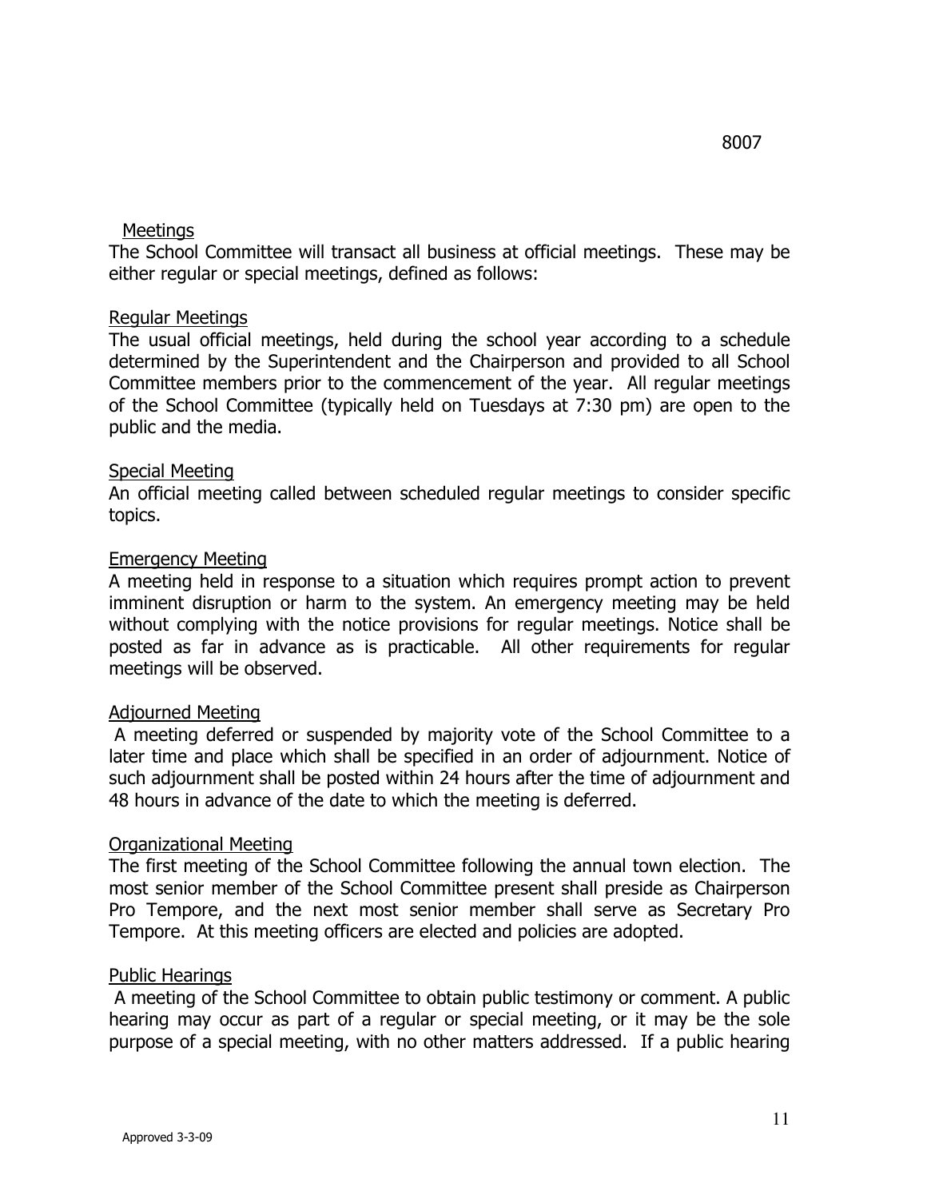8007

## Meetings

The School Committee will transact all business at official meetings. These may be either regular or special meetings, defined as follows:

### Regular Meetings

The usual official meetings, held during the school year according to a schedule determined by the Superintendent and the Chairperson and provided to all School Committee members prior to the commencement of the year. All regular meetings of the School Committee (typically held on Tuesdays at 7:30 pm) are open to the public and the media.

### Special Meeting

An official meeting called between scheduled regular meetings to consider specific topics.

### Emergency Meeting

A meeting held in response to a situation which requires prompt action to prevent imminent disruption or harm to the system. An emergency meeting may be held without complying with the notice provisions for regular meetings. Notice shall be posted as far in advance as is practicable. All other requirements for regular meetings will be observed.

### Adjourned Meeting

A meeting deferred or suspended by majority vote of the School Committee to a later time and place which shall be specified in an order of adjournment. Notice of such adjournment shall be posted within 24 hours after the time of adjournment and 48 hours in advance of the date to which the meeting is deferred.

### Organizational Meeting

The first meeting of the School Committee following the annual town election. The most senior member of the School Committee present shall preside as Chairperson Pro Tempore, and the next most senior member shall serve as Secretary Pro Tempore. At this meeting officers are elected and policies are adopted.

### Public Hearings

A meeting of the School Committee to obtain public testimony or comment. A public hearing may occur as part of a regular or special meeting, or it may be the sole purpose of a special meeting, with no other matters addressed. If a public hearing

Approved 3-3-09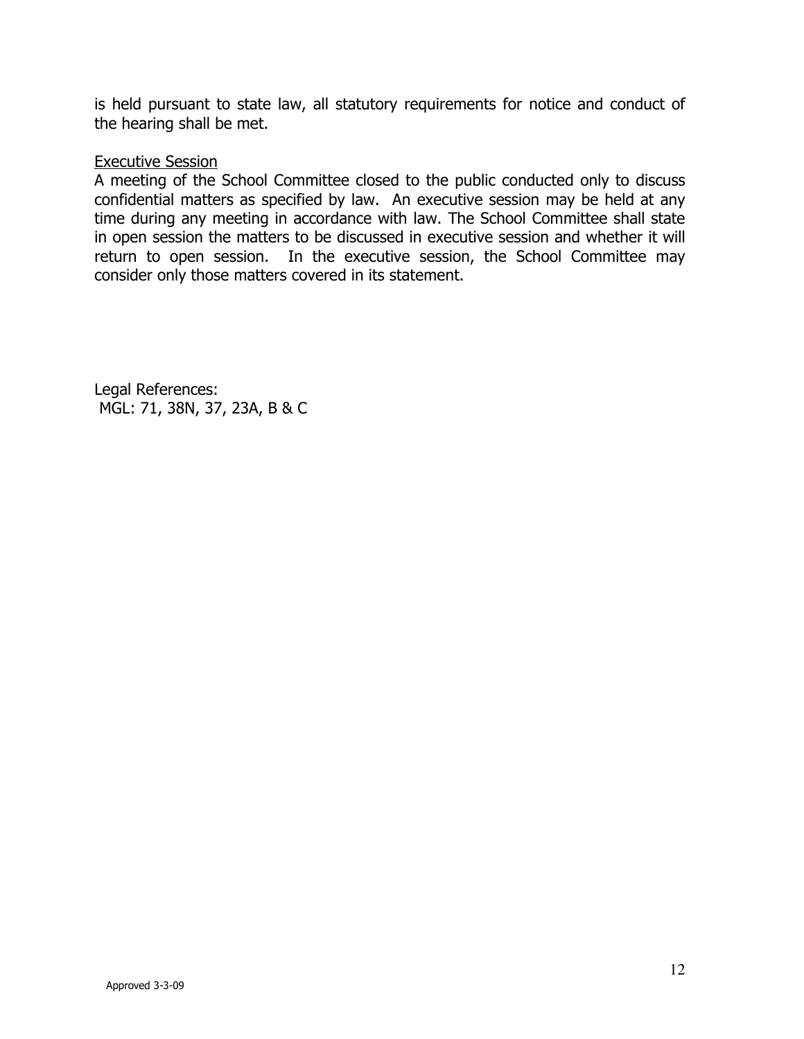is held pursuant to state law, all statutory requirements for notice and conduct of the hearing shall be met.

<u>Executive Session</u>

A meeting of the School Committee closed to the public conducted only to discuss confidential matters as specified by law. An executive session may be held at any time during any meeting in accordance with law. The School Committee shall state in open session the matters to be discussed in executive session and whether it will return to open session. In the executive session, the School Committee may consider only those matters covered in its statement.

Legal References:
MGL: 71, 38N, 37, 23A, B & C

Approved 3-3-09